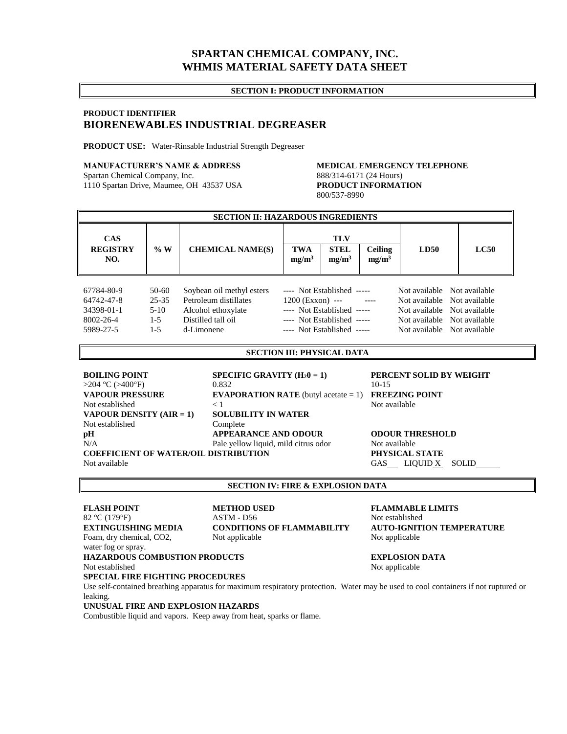# SPARTAN CHEMICAL COMPANY, INC.
# WHMIS MATERIAL SAFETY DATA SHEET

## SECTION I: PRODUCT INFORMATION

**PRODUCT IDENTIFIER**

## BIORENEWABLES INDUSTRIAL DEGREASER

**PRODUCT USE:** Water-Rinsable Industrial Strength Degreaser

**MANUFACTURER'S NAME & ADDRESS**
Spartan Chemical Company, Inc.
1110 Spartan Drive, Maumee, OH 43537 USA

**MEDICAL EMERGENCY TELEPHONE**
888/314-6171 (24 Hours)

**PRODUCT INFORMATION**
800/537-8990

## SECTION II: HAZARDOUS INGREDIENTS

| CAS REGISTRY NO. | % W | CHEMICAL NAME(S) | TLV TWA $mg/m^3$ | TLV STEL $mg/m^3$ | TLV Ceiling $mg/m^3$ | LD50 | LC50 |
|---|---|---|---|---|---|---|---|
| 67784-80-9 | 50-60 | Soybean oil methyl esters | ---- Not Established ----- | | | Not available | Not available |
| 64742-47-8 | 25-35 | Petroleum distillates | 1200 (Exxon) | --- | ---- | Not available | Not available |
| 34398-01-1 | 5-10 | Alcohol ethoxylate | ---- Not Established ----- | | | Not available | Not available |
| 8002-26-4 | 1-5 | Distilled tall oil | ---- Not Established ----- | | | Not available | Not available |
| 5989-27-5 | 1-5 | d-Limonene | ---- Not Established ----- | | | Not available | Not available |

## SECTION III: PHYSICAL DATA

**BOILING POINT**
>204 °C (>400°F)

**SPECIFIC GRAVITY ($H_2O = 1$)**
0.832

**PERCENT SOLID BY WEIGHT**
10-15

**VAPOUR PRESSURE**
Not established

**EVAPORATION RATE** (butyl acetate = 1)
< 1

**FREEZING POINT**
Not available

**VAPOUR DENSITY (AIR = 1)**
Not established

**SOLUBILITY IN WATER**
Complete

**pH**
N/A

**APPEARANCE AND ODOUR**
Pale yellow liquid, mild citrus odor

**ODOUR THRESHOLD**
Not available

**COEFFICIENT OF WATER/OIL DISTRIBUTION**
Not available

**PHYSICAL STATE**
GAS___ LIQUID X SOLID_____

## SECTION IV: FIRE & EXPLOSION DATA

**FLASH POINT**
82 °C (179°F)

**METHOD USED**
ASTM - D56

**FLAMMABLE LIMITS**
Not established

**EXTINGUISHING MEDIA**
Foam, dry chemical, $CO_2$, water fog or spray.

**CONDITIONS OF FLAMMABILITY**
Not applicable

**AUTO-IGNITION TEMPERATURE**
Not applicable

**HAZARDOUS COMBUSTION PRODUCTS**
Not established

**EXPLOSION DATA**
Not applicable

**SPECIAL FIRE FIGHTING PROCEDURES**
Use self-contained breathing apparatus for maximum respiratory protection. Water may be used to cool containers if not ruptured or leaking.

**UNUSUAL FIRE AND EXPLOSION HAZARDS**
Combustible liquid and vapors. Keep away from heat, sparks or flame.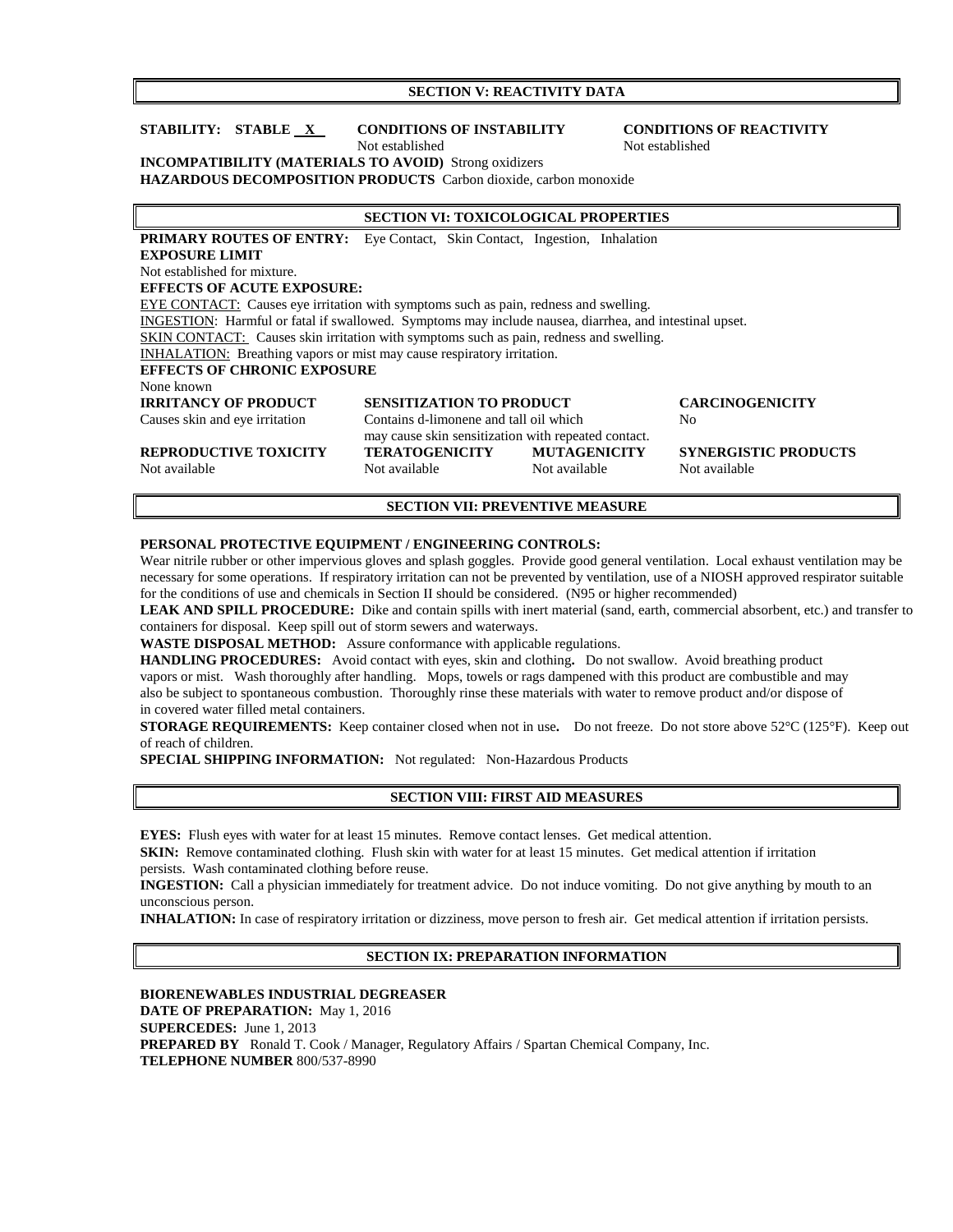## SECTION V: REACTIVITY DATA

| | | |
|---|---|---|
| **STABILITY: STABLE X** | **CONDITIONS OF INSTABILITY** | **CONDITIONS OF REACTIVITY** |
| | Not established | Not established |

**INCOMPATIBILITY (MATERIALS TO AVOID)** Strong oxidizers
**HAZARDOUS DECOMPOSITION PRODUCTS** Carbon dioxide, carbon monoxide

## SECTION VI: TOXICOLOGICAL PROPERTIES

**PRIMARY ROUTES OF ENTRY:** Eye Contact, Skin Contact, Ingestion, Inhalation
**EXPOSURE LIMIT**
Not established for mixture.
**EFFECTS OF ACUTE EXPOSURE:**
EYE CONTACT: Causes eye irritation with symptoms such as pain, redness and swelling.
INGESTION: Harmful or fatal if swallowed. Symptoms may include nausea, diarrhea, and intestinal upset.
SKIN CONTACT: Causes skin irritation with symptoms such as pain, redness and swelling.
INHALATION: Breathing vapors or mist may cause respiratory irritation.
**EFFECTS OF CHRONIC EXPOSURE**
None known

| | | | |
|---|---|---|---|
| **IRRITANCY OF PRODUCT** | **SENSITIZATION TO PRODUCT** | | **CARCINOGENICITY** |
| Causes skin and eye irritation | Contains d-limonene and tall oil which may cause skin sensitization with repeated contact. | | No |
| **REPRODUCTIVE TOXICITY** | **TERATOGENICITY** | **MUTAGENICITY** | **SYNERGISTIC PRODUCTS** |
| Not available | Not available | Not available | Not available |

## SECTION VII: PREVENTIVE MEASURE

**PERSONAL PROTECTIVE EQUIPMENT / ENGINEERING CONTROLS:**
Wear nitrile rubber or other impervious gloves and splash goggles. Provide good general ventilation. Local exhaust ventilation may be necessary for some operations. If respiratory irritation can not be prevented by ventilation, use of a NIOSH approved respirator suitable for the conditions of use and chemicals in Section II should be considered. (N95 or higher recommended)
**LEAK AND SPILL PROCEDURE:** Dike and contain spills with inert material (sand, earth, commercial absorbent, etc.) and transfer to containers for disposal. Keep spill out of storm sewers and waterways.
**WASTE DISPOSAL METHOD:** Assure conformance with applicable regulations.
**HANDLING PROCEDURES:** Avoid contact with eyes, skin and clothing**.** Do not swallow. Avoid breathing product vapors or mist. Wash thoroughly after handling. Mops, towels or rags dampened with this product are combustible and may also be subject to spontaneous combustion. Thoroughly rinse these materials with water to remove product and/or dispose of in covered water filled metal containers.
**STORAGE REQUIREMENTS:** Keep container closed when not in use**.** Do not freeze. Do not store above 52°C (125°F). Keep out of reach of children.
**SPECIAL SHIPPING INFORMATION:** Not regulated: Non-Hazardous Products

## SECTION VIII: FIRST AID MEASURES

**EYES:** Flush eyes with water for at least 15 minutes. Remove contact lenses. Get medical attention.
**SKIN:** Remove contaminated clothing. Flush skin with water for at least 15 minutes. Get medical attention if irritation persists. Wash contaminated clothing before reuse.
**INGESTION:** Call a physician immediately for treatment advice. Do not induce vomiting. Do not give anything by mouth to an unconscious person.
**INHALATION:** In case of respiratory irritation or dizziness, move person to fresh air. Get medical attention if irritation persists.

## SECTION IX: PREPARATION INFORMATION

**BIORENEWABLES INDUSTRIAL DEGREASER**
**DATE OF PREPARATION:** May 1, 2016
**SUPERCEDES:** June 1, 2013
**PREPARED BY** Ronald T. Cook / Manager, Regulatory Affairs / Spartan Chemical Company, Inc.
**TELEPHONE NUMBER** 800/537-8990